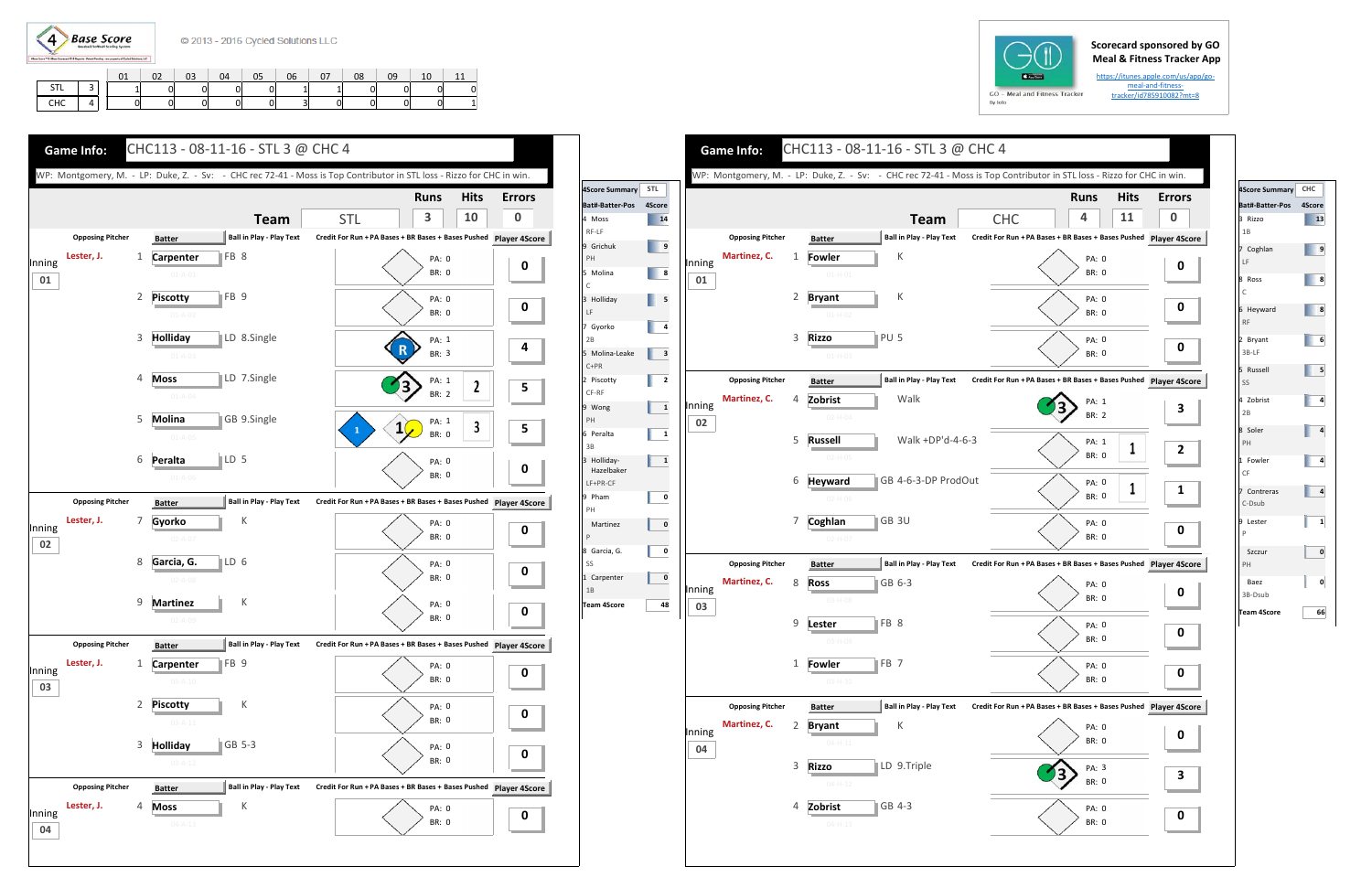4 Base Score

© 2013 - 2016 Cycled Solutions LLC

| | | 01 | 02 | 03 | 04 | 05 | 06 | 07 | 08 | 09 | 10 | 11 |
|---|---|---|---|---|---|---|---|---|---|---|---|---|
| STL | 3 | 1 | 0 | 0 | 0 | 0 | 1 | 1 | 0 | 0 | 0 | 0 |
| CHC | 4 | 0 | 0 | 0 | 0 | 0 | 3 | 0 | 0 | 0 | 0 | 1 |

Scorecard sponsored by GO Meal & Fitness Tracker App

https://itunes.apple.com/us/app/go-meal-and-fitness-tracker/id785910082?mt=8

GO - Meal and Fitness Tracker

## Game Info: CHC113 - 08-11-16 - STL 3 @ CHC 4

WP: Montgomery, M. - LP: Duke, Z. - Sv: - CHC rec 72-41 - Moss is Top Contributor in STL loss - Rizzo for CHC in win.

| Team | Runs | Hits | Errors |
|---|---|---|---|
| STL | 3 | 10 | 0 |

| Inning | Opposing Pitcher | # | Batter | Ball in Play - Play Text | Credit For Run + PA Bases + BR Bases + Bases Pushed | Player 4Score |
|---|---|---|---|---|---|---|
| 01 | Lester, J. | 1 | Carpenter | FB 8 | PA: 0 BR: 0 | 0 |
| | | 2 | Piscotty | FB 9 | PA: 0 BR: 0 | 0 |
| | | 3 | Holliday | LD 8.Single | R PA: 1 BR: 3 | 4 |
| | | 4 | Moss | LD 7.Single | 3 PA: 1 BR: 2, 2 | 5 |
| | | 5 | Molina | GB 9.Single | 1 PA: 1 BR: 0, 3 | 5 |
| | | 6 | Peralta | LD 5 | PA: 0 BR: 0 | 0 |
| 02 | Lester, J. | 7 | Gyorko | K | PA: 0 BR: 0 | 0 |
| | | 8 | Garcia, G. | LD 6 | PA: 0 BR: 0 | 0 |
| | | 9 | Martinez | K | PA: 0 BR: 0 | 0 |
| 03 | Lester, J. | 1 | Carpenter | FB 9 | PA: 0 BR: 0 | 0 |
| | | 2 | Piscotty | K | PA: 0 BR: 0 | 0 |
| | | 3 | Holliday | GB 5-3 | PA: 0 BR: 0 | 0 |
| 04 | Lester, J. | 4 | Moss | K | PA: 0 BR: 0 | 0 |

| 4Score Summary | STL |
|---|---|
| Bat#-Batter-Pos | 4Score |
| 4 Moss RF-LF | 14 |
| 9 Grichuk PH | 9 |
| 5 Molina C | 8 |
| 3 Holliday LF | 5 |
| 7 Gyorko 2B | 4 |
| 5 Molina-Leake C+PR | 3 |
| 2 Piscotty CF-RF | 2 |
| 9 Wong PH | 1 |
| 6 Peralta 3B | 1 |
| 3 Holliday-Hazelbaker LF+PR-CF | 1 |
| 9 Pham PH | 0 |
| Martinez P | 0 |
| 8 Garcia, G. SS | 0 |
| 1 Carpenter 1B | 0 |
| Team 4Score | 48 |

## Game Info: CHC113 - 08-11-16 - STL 3 @ CHC 4

WP: Montgomery, M. - LP: Duke, Z. - Sv: - CHC rec 72-41 - Moss is Top Contributor in STL loss - Rizzo for CHC in win.

| Team | Runs | Hits | Errors |
|---|---|---|---|
| CHC | 4 | 11 | 0 |

| Inning | Opposing Pitcher | # | Batter | Ball in Play - Play Text | Credit For Run + PA Bases + BR Bases + Bases Pushed | Player 4Score |
|---|---|---|---|---|---|---|
| 01 | Martinez, C. | 1 | Fowler | K | PA: 0 BR: 0 | 0 |
| | | 2 | Bryant | K | PA: 0 BR: 0 | 0 |
| | | 3 | Rizzo | PU 5 | PA: 0 BR: 0 | 0 |
| 02 | Martinez, C. | 4 | Zobrist | Walk | 3 PA: 1 BR: 2 | 3 |
| | | 5 | Russell | Walk +DP'd-4-6-3 | PA: 1 BR: 0, 1 | 2 |
| | | 6 | Heyward | GB 4-6-3-DP ProdOut | PA: 0 BR: 0, 1 | 1 |
| | | 7 | Coghlan | GB 3U | PA: 0 BR: 0 | 0 |
| 03 | Martinez, C. | 8 | Ross | GB 6-3 | PA: 0 BR: 0 | 0 |
| | | 9 | Lester | FB 8 | PA: 0 BR: 0 | 0 |
| | | 1 | Fowler | FB 7 | PA: 0 BR: 0 | 0 |
| 04 | Martinez, C. | 2 | Bryant | K | PA: 0 BR: 0 | 0 |
| | | 3 | Rizzo | LD 9.Triple | 3 PA: 3 BR: 0 | 3 |
| | | 4 | Zobrist | GB 4-3 | PA: 0 BR: 0 | 0 |

| 4Score Summary | CHC |
|---|---|
| Bat#-Batter-Pos | 4Score |
| 3 Rizzo 1B | 13 |
| 7 Coghlan LF | 9 |
| 8 Ross C | 8 |
| 6 Heyward RF | 8 |
| 2 Bryant 3B-LF | 6 |
| 5 Russell SS | 5 |
| 4 Zobrist 2B | 4 |
| 8 Soler PH | 4 |
| 1 Fowler CF | 4 |
| 7 Contreras C-Dsub | 4 |
| 9 Lester P | 1 |
| Szczur PH | 0 |
| Baez 3B-Dsub | 0 |
| Team 4Score | 66 |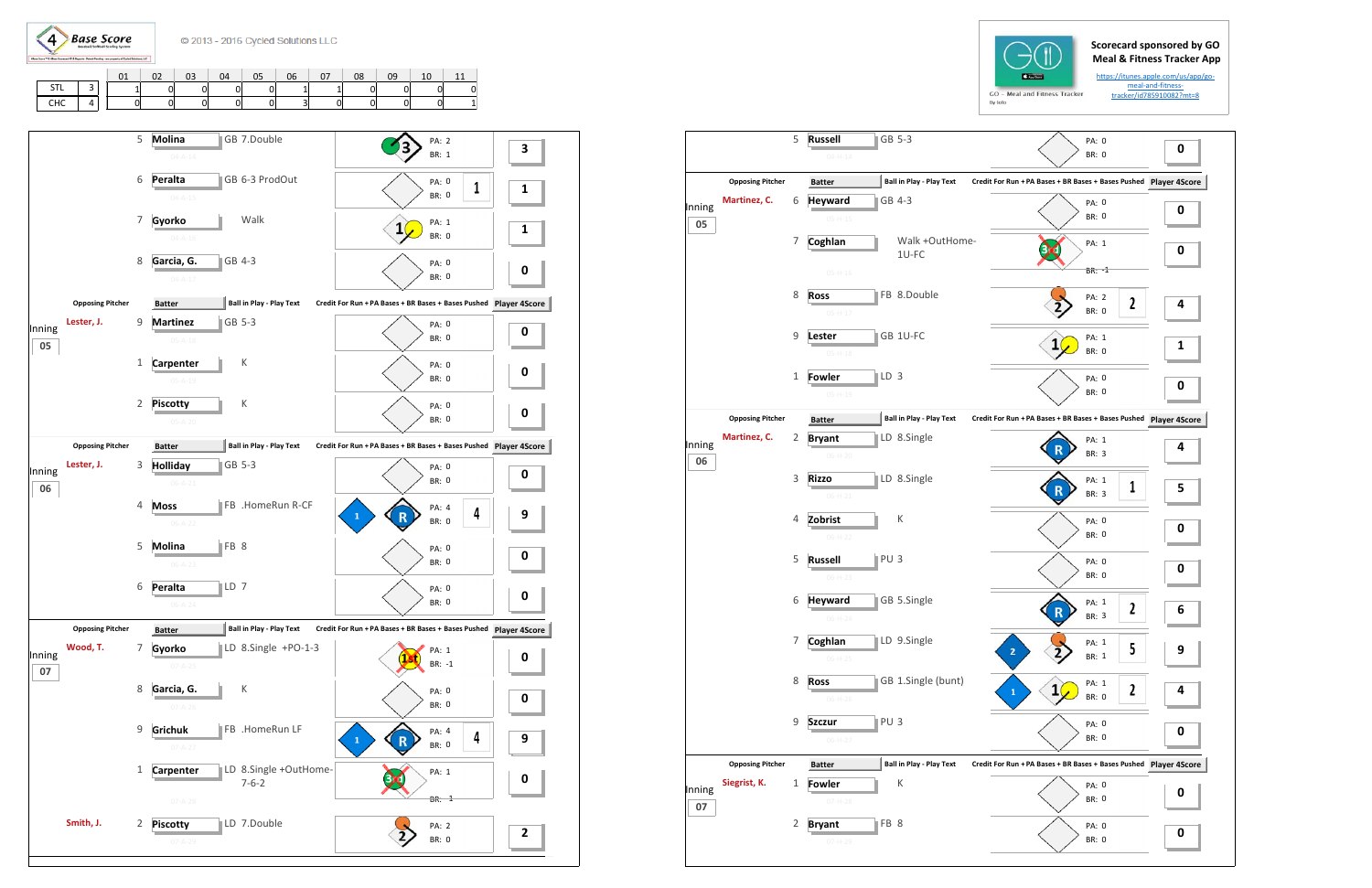**Base Score**

© 2013 - 2016 Cycled Solutions LLC

| | | 01 | 02 | 03 | 04 | 05 | 06 | 07 | 08 | 09 | 10 | 11 |
|---|---|---|---|---|---|---|---|---|---|---|---|---|
| STL | 3 | 1 | 0 | 0 | 0 | 0 | 1 | 1 | 0 | 0 | 0 | 0 |
| CHC | 4 | 0 | 0 | 0 | 0 | 0 | 3 | 0 | 0 | 0 | 0 | 1 |

Scorecard sponsored by GO Meal & Fitness Tracker App

https://itunes.apple.com/us/app/go-meal-and-fitness-tracker/id785910082?mt=8

GO - Meal and Fitness Tracker

| Inning | Opposing Pitcher | # | Batter | Ball in Play - Play Text | Credit For Run + PA Bases + BR Bases + Bases Pushed | PA | BR | Player 4Score |
|---|---|---|---|---|---|---|---|---|
| | | 5 | Molina | GB 7.Double | 3 | 2 | 1 | 3 |
| | | 6 | Peralta | GB 6-3 ProdOut | 1 | 0 | 0 | 1 |
| | | 7 | Gyorko | Walk | 1 | 1 | 0 | 1 |
| | | 8 | Garcia, G. | GB 4-3 | | 0 | 0 | 0 |
| 05 | Lester, J. | 9 | Martinez | GB 5-3 | | 0 | 0 | 0 |
| | | 1 | Carpenter | K | | 0 | 0 | 0 |
| | | 2 | Piscotty | K | | 0 | 0 | 0 |
| 06 | Lester, J. | 3 | Holliday | GB 5-3 | | 0 | 0 | 0 |
| | | 4 | Moss | FB .HomeRun R-CF | 1, R, 4 | 4 | 0 | 9 |
| | | 5 | Molina | FB 8 | | 0 | 0 | 0 |
| | | 6 | Peralta | LD 7 | | 0 | 0 | 0 |
| 07 | Wood, T. | 7 | Gyorko | LD 8.Single +PO-1-3 | 1st | 1 | -1 | 0 |
| | | 8 | Garcia, G. | K | | 0 | 0 | 0 |
| | | 9 | Grichuk | FB .HomeRun LF | 1, R, 4 | 4 | 0 | 9 |
| | | 1 | Carpenter | LD 8.Single +OutHome-7-6-2 | 3rd | 1 | -1 | 0 |
| | Smith, J. | 2 | Piscotty | LD 7.Double | 2 | 2 | 0 | 2 |

| Inning | Opposing Pitcher | # | Batter | Ball in Play - Play Text | Credit For Run + PA Bases + BR Bases + Bases Pushed | PA | BR | Player 4Score |
|---|---|---|---|---|---|---|---|---|
| | | 5 | Russell | GB 5-3 | | 0 | 0 | 0 |
| 05 | Martinez, C. | 6 | Heyward | GB 4-3 | | 0 | 0 | 0 |
| | | 7 | Coghlan | Walk +OutHome-1U-FC | 3rd | 1 | -1 | 0 |
| | | 8 | Ross | FB 8.Double | 2, 2 | 2 | 0 | 4 |
| | | 9 | Lester | GB 1U-FC | 1 | 1 | 0 | 1 |
| | | 1 | Fowler | LD 3 | | 0 | 0 | 0 |
| 06 | Martinez, C. | 2 | Bryant | LD 8.Single | R | 1 | 3 | 4 |
| | | 3 | Rizzo | LD 8.Single | R, 1 | 1 | 3 | 5 |
| | | 4 | Zobrist | K | | 0 | 0 | 0 |
| | | 5 | Russell | PU 3 | | 0 | 0 | 0 |
| | | 6 | Heyward | GB 5.Single | R, 2 | 1 | 3 | 6 |
| | | 7 | Coghlan | LD 9.Single | 2, 2, 5 | 1 | 1 | 9 |
| | | 8 | Ross | GB 1.Single (bunt) | 1, 1, 2 | 1 | 0 | 4 |
| | | 9 | Szczur | PU 3 | | 0 | 0 | 0 |
| 07 | Siegrist, K. | 1 | Fowler | K | | 0 | 0 | 0 |
| | | 2 | Bryant | FB 8 | | 0 | 0 | 0 |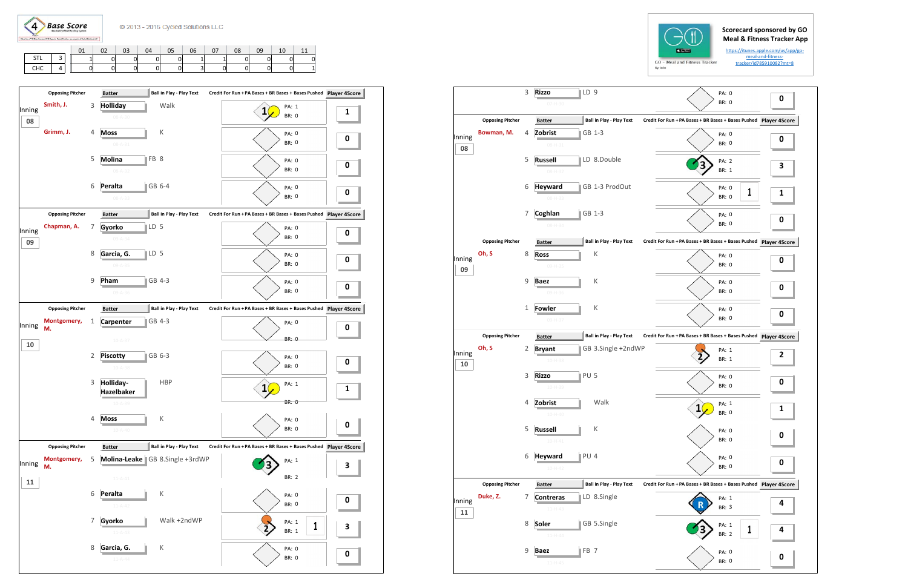Base Score

© 2013 - 2016 Cycled Solutions LLC

| | | 01 | 02 | 03 | 04 | 05 | 06 | 07 | 08 | 09 | 10 | 11 |
|---|---|---|---|---|---|---|---|---|---|---|---|---|
| STL | 3 | 1 | 0 | 0 | 0 | 0 | 1 | 1 | 0 | 0 | 0 | 0 |
| CHC | 4 | 0 | 0 | 0 | 0 | 0 | 3 | 0 | 0 | 0 | 0 | 1 |

Scorecard sponsored by GO Meal & Fitness Tracker App

https://itunes.apple.com/us/app/go-meal-and-fitness-tracker/id785910082?mt=8

GO - Meal and Fitness Tracker

## Inning 08

| Opposing Pitcher | # | Batter | Ball in Play - Play Text | Bases | PA | BR | Bases Pushed | Player 4Score |
|---|---|---|---|---|---|---|---|---|
| Smith, J. | 3 | Holliday | Walk | 1 | 1 | 0 | | 1 |
| Grimm, J. | 4 | Moss | K | | 0 | 0 | | 0 |
| | 5 | Molina | FB 8 | | 0 | 0 | | 0 |
| | 6 | Peralta | GB 6-4 | | 0 | 0 | | 0 |

## Inning 09

| Opposing Pitcher | # | Batter | Ball in Play - Play Text | Bases | PA | BR | Bases Pushed | Player 4Score |
|---|---|---|---|---|---|---|---|---|
| Chapman, A. | 7 | Gyorko | LD 5 | | 0 | 0 | | 0 |
| | 8 | Garcia, G. | LD 5 | | 0 | 0 | | 0 |
| | 9 | Pham | GB 4-3 | | 0 | 0 | | 0 |

## Inning 10

| Opposing Pitcher | # | Batter | Ball in Play - Play Text | Bases | PA | BR | Bases Pushed | Player 4Score |
|---|---|---|---|---|---|---|---|---|
| Montgomery, M. | 1 | Carpenter | GB 4-3 | | 0 | 0 | | 0 |
| | 2 | Piscotty | GB 6-3 | | 0 | 0 | | 0 |
| | 3 | Holliday-Hazelbaker | HBP | 1 | 1 | 0 | | 1 |
| | 4 | Moss | K | | 0 | 0 | | 0 |

## Inning 11

| Opposing Pitcher | # | Batter | Ball in Play - Play Text | Bases | PA | BR | Bases Pushed | Player 4Score |
|---|---|---|---|---|---|---|---|---|
| Montgomery, M. | 5 | Molina-Leake | GB 8.Single +3rdWP | 3 | 1 | 2 | | 3 |
| | 6 | Peralta | K | | 0 | 0 | | 0 |
| | 7 | Gyorko | Walk +2ndWP | 2 | 1 | 1 | 1 | 3 |
| | 8 | Garcia, G. | K | | 0 | 0 | | 0 |

## Inning 07 (continued)

| Opposing Pitcher | # | Batter | Ball in Play - Play Text | Bases | PA | BR | Bases Pushed | Player 4Score |
|---|---|---|---|---|---|---|---|---|
| | 3 | Rizzo | LD 9 | | 0 | 0 | | 0 |

## Inning 08

| Opposing Pitcher | # | Batter | Ball in Play - Play Text | Bases | PA | BR | Bases Pushed | Player 4Score |
|---|---|---|---|---|---|---|---|---|
| Bowman, M. | 4 | Zobrist | GB 1-3 | | 0 | 0 | | 0 |
| | 5 | Russell | LD 8.Double | 3 | 2 | 1 | | 3 |
| | 6 | Heyward | GB 1-3 ProdOut | | 0 | 0 | 1 | 1 |
| | 7 | Coghlan | GB 1-3 | | 0 | 0 | | 0 |

## Inning 09

| Opposing Pitcher | # | Batter | Ball in Play - Play Text | Bases | PA | BR | Bases Pushed | Player 4Score |
|---|---|---|---|---|---|---|---|---|
| Oh, S | 8 | Ross | K | | 0 | 0 | | 0 |
| | 9 | Baez | K | | 0 | 0 | | 0 |
| | 1 | Fowler | K | | 0 | 0 | | 0 |

## Inning 10

| Opposing Pitcher | # | Batter | Ball in Play - Play Text | Bases | PA | BR | Bases Pushed | Player 4Score |
|---|---|---|---|---|---|---|---|---|
| Oh, S | 2 | Bryant | GB 3.Single +2ndWP | 2 | 1 | 1 | | 2 |
| | 3 | Rizzo | PU 5 | | 0 | 0 | | 0 |
| | 4 | Zobrist | Walk | 1 | 1 | 0 | | 1 |
| | 5 | Russell | K | | 0 | 0 | | 0 |
| | 6 | Heyward | PU 4 | | 0 | 0 | | 0 |

## Inning 11

| Opposing Pitcher | # | Batter | Ball in Play - Play Text | Bases | PA | BR | Bases Pushed | Player 4Score |
|---|---|---|---|---|---|---|---|---|
| Duke, Z. | 7 | Contreras | LD 8.Single | R | 1 | 3 | | 4 |
| | 8 | Soler | GB 5.Single | 3 | 1 | 2 | 1 | 4 |
| | 9 | Baez | FB 7 | | 0 | 0 | | 0 |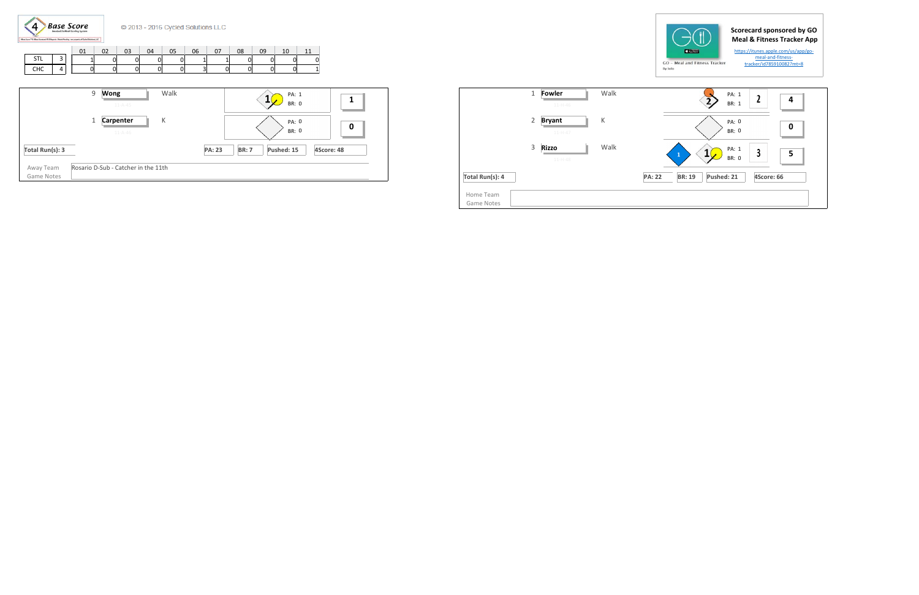4 Base Score

© 2013 - 2016 Cycled Solutions LLC

| | | 01 | 02 | 03 | 04 | 05 | 06 | 07 | 08 | 09 | 10 | 11 |
|---|---|---|---|---|---|---|---|---|---|---|---|---|
| STL | 3 | 1 | 0 | 0 | 0 | 0 | 1 | 1 | 0 | 0 | 0 | 0 |
| CHC | 4 | 0 | 0 | 0 | 0 | 0 | 3 | 0 | 0 | 0 | 0 | 1 |

**Scorecard sponsored by GO Meal & Fitness Tracker App**

https://itunes.apple.com/us/app/go-meal-and-fitness-tracker/id785910082?mt=8

GO - Meal and Fitness Tracker
By Iolo

## Away Team (STL)

| # | Player | Result | Bases | PA | BR | Total |
|---|---|---|---|---|---|---|
| 9 | Wong | Walk | 1 | PA: 1 | BR: 0 | 1 |
| 1 | Carpenter | K | | PA: 0 | BR: 0 | 0 |

Total Run(s): 3 | PA: 23 | BR: 7 | Pushed: 15 | 4Score: 48

Away Team Game Notes: Rosario D-Sub - Catcher in the 11th

## Home Team (CHC)

| # | Player | Result | Bases | PA | BR | Pushed | Total |
|---|---|---|---|---|---|---|---|
| 1 | Fowler | Walk | 2 | PA: 1 | BR: 1 | 2 | 4 |
| 2 | Bryant | K | | PA: 0 | BR: 0 | | 0 |
| 3 | Rizzo | Walk | 1 | PA: 1 | BR: 0 | 3 | 5 |

Total Run(s): 4 | PA: 22 | BR: 19 | Pushed: 21 | 4Score: 66

Home Team Game Notes: